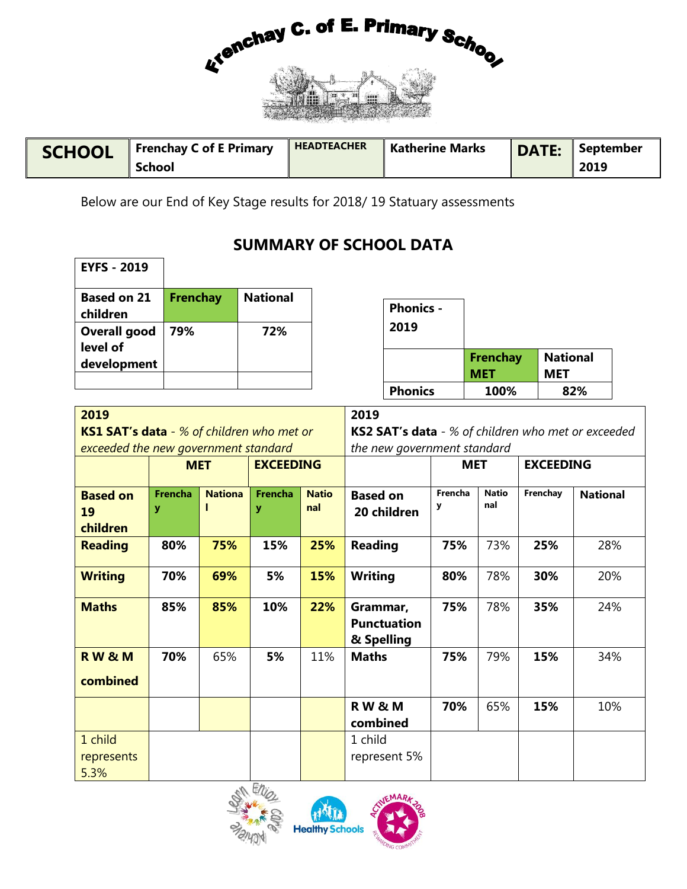# Frenchay C. of E. Primary School

| SCHOOL | Frenchay C of E Primary School | HEADTEACHER | Katherine Marks | DATE: | September 2019 |
|---|---|---|---|---|---|

Below are our End of Key Stage results for 2018/ 19 Statuary assessments

## SUMMARY OF SCHOOL DATA

| EYFS - 2019 | | |
|---|---|---|
| Based on 21 children | Frenchay | National |
| Overall good level of development | 79% | 72% |
| | | |

| Phonics - 2019 | | |
|---|---|---|
| | Frenchay MET | National MET |
| Phonics | 100% | 82% |

| 2019 KS1 SAT's data - *% of children who met or exceeded the new government standard* | | | | |
|---|---|---|---|---|
| | MET | | EXCEEDING | |
| Based on 19 children | Frenchay | National | Frenchay | National |
| Reading | 80% | 75% | 15% | 25% |
| Writing | 70% | 69% | 5% | 15% |
| Maths | 85% | 85% | 10% | 22% |
| R W & M combined | 70% | 65% | 5% | 11% |
| 1 child represents 5.3% | | | | |

| 2019 KS2 SAT's data - *% of children who met or exceeded the new government standard* | | | | |
|---|---|---|---|---|
| | MET | | EXCEEDING | |
| Based on 20 children | Frenchay | National | Frenchay | National |
| Reading | 75% | 73% | 25% | 28% |
| Writing | 80% | 78% | 30% | 20% |
| Grammar, Punctuation & Spelling | 75% | 78% | 35% | 24% |
| Maths | 75% | 79% | 15% | 34% |
| R W & M combined | 70% | 65% | 15% | 10% |
| 1 child represent 5% | | | | |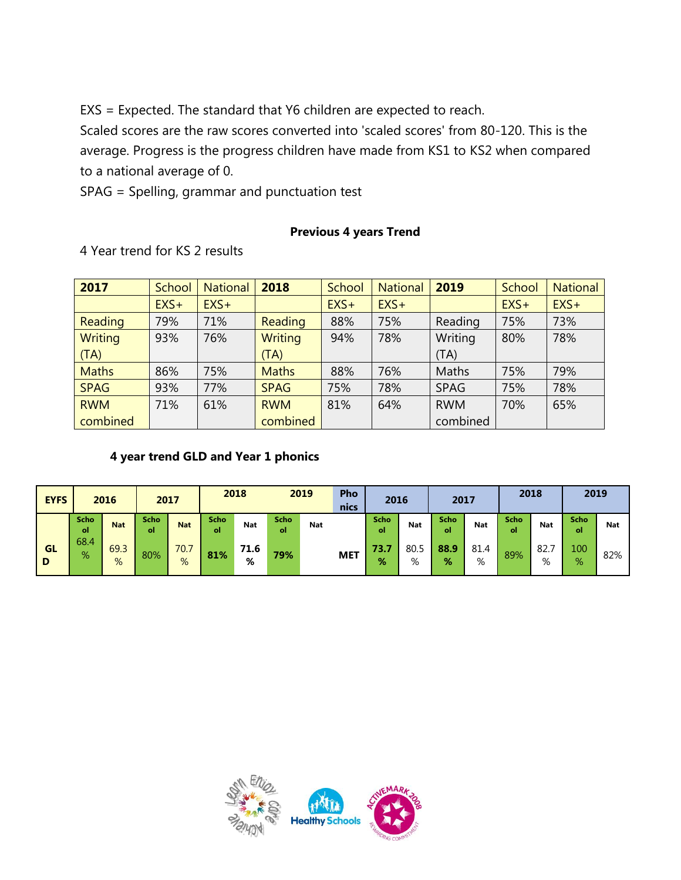EXS = Expected. The standard that Y6 children are expected to reach.
Scaled scores are the raw scores converted into 'scaled scores' from 80-120. This is the average. Progress is the progress children have made from KS1 to KS2 when compared to a national average of 0.
SPAG = Spelling, grammar and punctuation test

**Previous 4 years Trend**

4 Year trend for KS 2 results

| 2017 | School | National | 2018 | School | National | 2019 | School | National |
|---|---|---|---|---|---|---|---|---|
| | EXS+ | EXS+ | | EXS+ | EXS+ | | EXS+ | EXS+ |
| Reading | 79% | 71% | Reading | 88% | 75% | Reading | 75% | 73% |
| Writing (TA) | 93% | 76% | Writing (TA) | 94% | 78% | Writing (TA) | 80% | 78% |
| Maths | 86% | 75% | Maths | 88% | 76% | Maths | 75% | 79% |
| SPAG | 93% | 77% | SPAG | 75% | 78% | SPAG | 75% | 78% |
| RWM combined | 71% | 61% | RWM combined | 81% | 64% | RWM combined | 70% | 65% |

**4 year trend GLD and Year 1 phonics**

| EYFS | 2016 | | 2017 | | 2018 | | 2019 | | Phonics | 2016 | | 2017 | | 2018 | | 2019 | |
|---|---|---|---|---|---|---|---|---|---|---|---|---|---|---|---|---|---|
| | School | Nat | School | Nat | School | Nat | School | Nat | | School | Nat | School | Nat | School | Nat | School | Nat |
| GLD | 68.4% | 69.3% | 80% | 70.7% | **81%** | **71.6%** | **79%** | | **MET** | **73.7%** | 80.5% | **88.9%** | 81.4% | 89% | 82.7% | 100% | 82% |